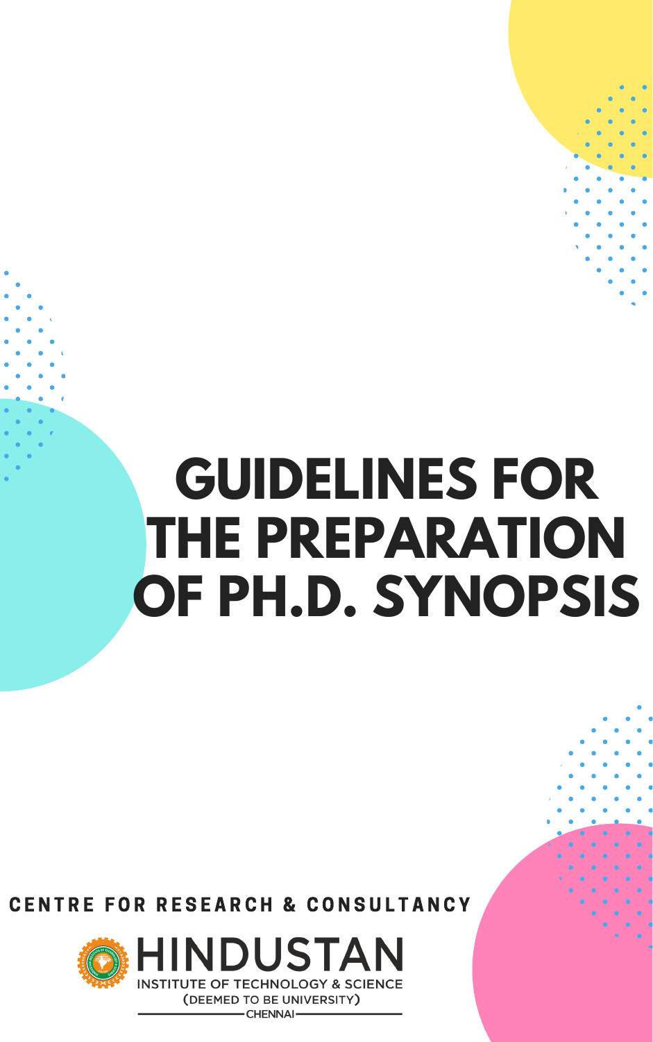# GUIDELINES FOR THE PREPARATION OF PH.D. SYNOPSIS

**CENTRE FOR RESEARCH & CONSULTANCY**

HINDUSTAN
INSTITUTE OF TECHNOLOGY & SCIENCE
(DEEMED TO BE UNIVERSITY)
CHENNAI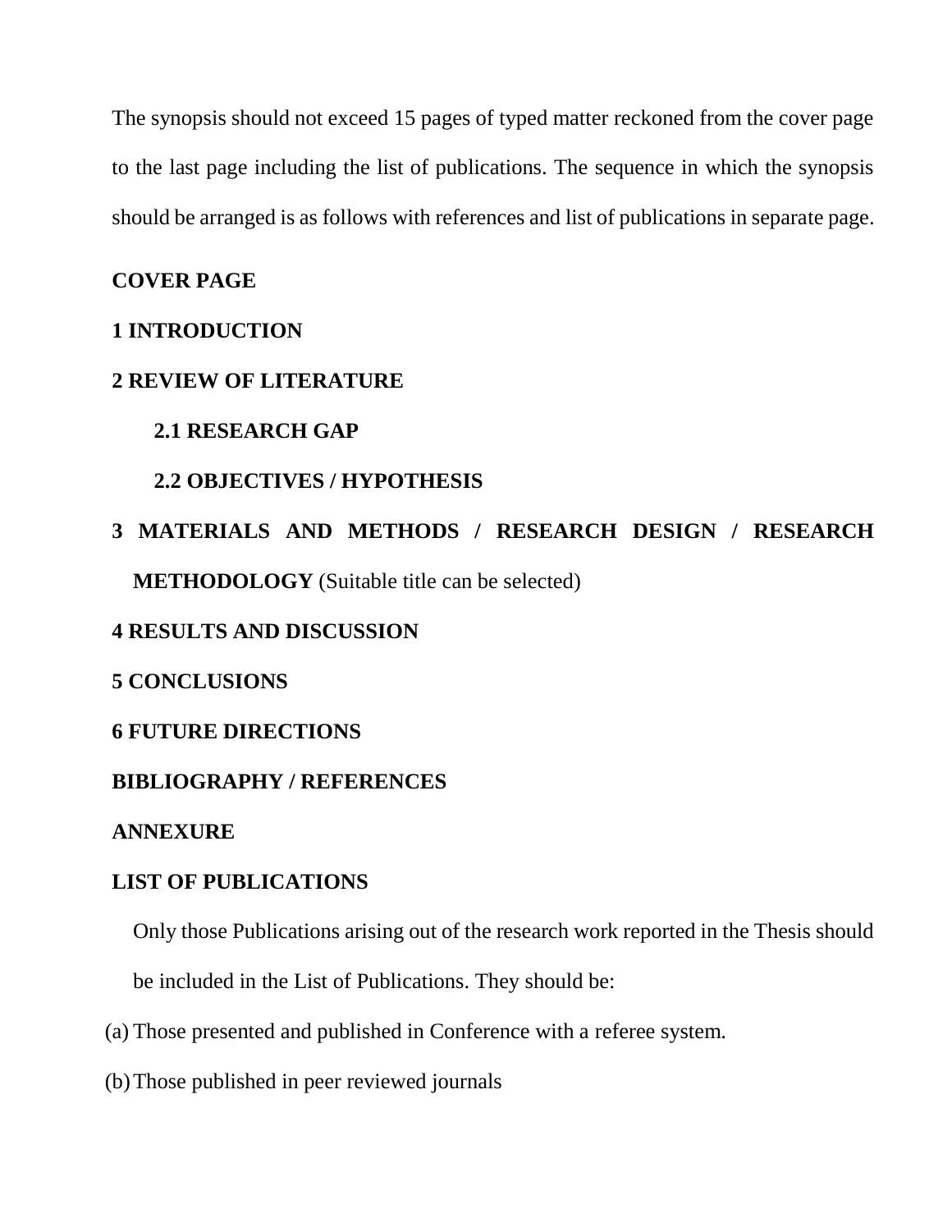The synopsis should not exceed 15 pages of typed matter reckoned from the cover page to the last page including the list of publications. The sequence in which the synopsis should be arranged is as follows with references and list of publications in separate page.

**COVER PAGE**

**1 INTRODUCTION**

**2 REVIEW OF LITERATURE**

**2.1 RESEARCH GAP**

**2.2 OBJECTIVES / HYPOTHESIS**

**3 MATERIALS AND METHODS / RESEARCH DESIGN / RESEARCH METHODOLOGY** (Suitable title can be selected)

**4 RESULTS AND DISCUSSION**

**5 CONCLUSIONS**

**6 FUTURE DIRECTIONS**

**BIBLIOGRAPHY / REFERENCES**

**ANNEXURE**

**LIST OF PUBLICATIONS**

Only those Publications arising out of the research work reported in the Thesis should be included in the List of Publications. They should be:

(a) Those presented and published in Conference with a referee system.

(b) Those published in peer reviewed journals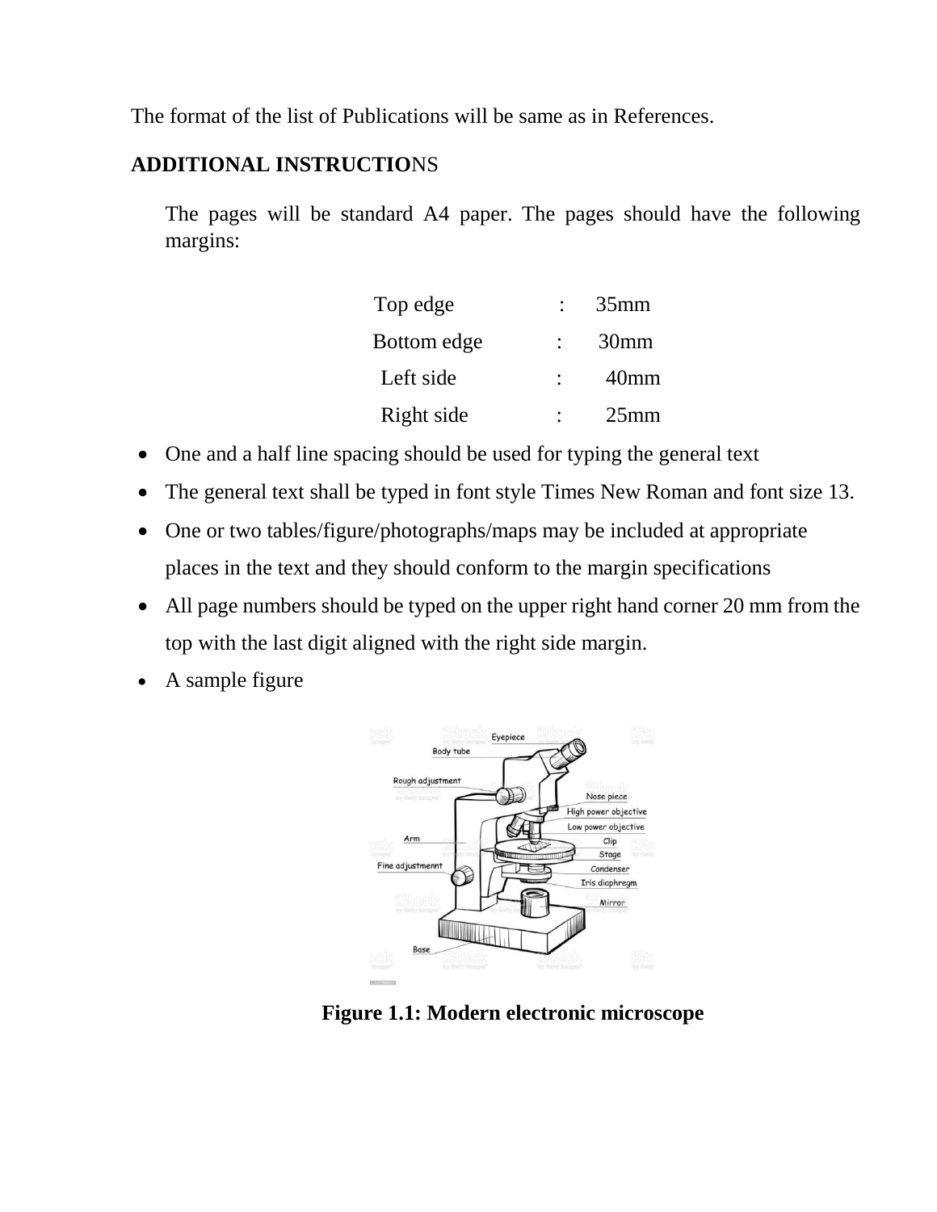The format of the list of Publications will be same as in References.

**ADDITIONAL INSTRUCTIONS**

The pages will be standard A4 paper. The pages should have the following margins:

| | | |
|---|---|---|
| Top edge | : | 35mm |
| Bottom edge | : | 30mm |
| Left side | : | 40mm |
| Right side | : | 25mm |

- One and a half line spacing should be used for typing the general text
- The general text shall be typed in font style Times New Roman and font size 13.
- One or two tables/figure/photographs/maps may be included at appropriate places in the text and they should conform to the margin specifications
- All page numbers should be typed on the upper right hand corner 20 mm from the top with the last digit aligned with the right side margin.
- A sample figure

**Figure 1.1: Modern electronic microscope**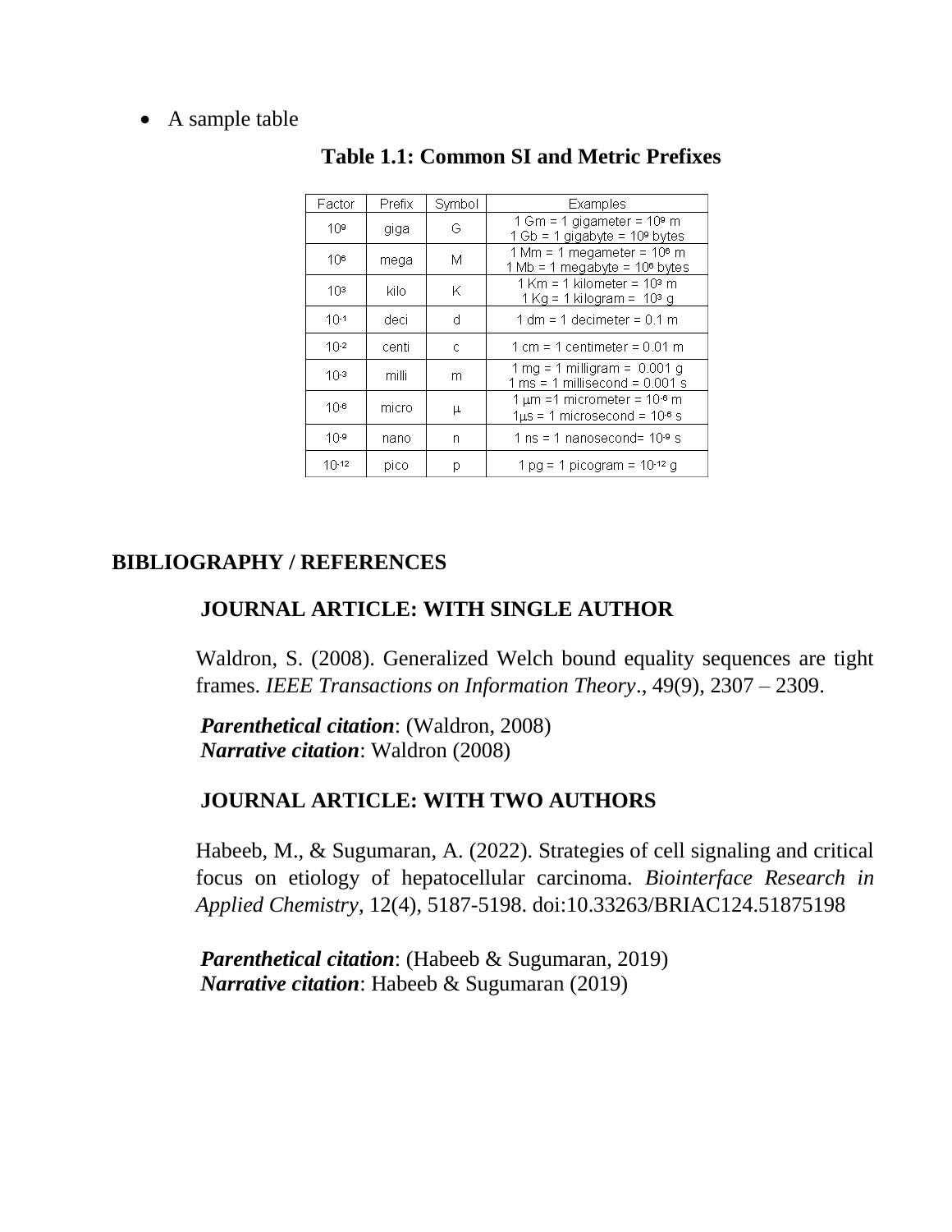- A sample table

**Table 1.1: Common SI and Metric Prefixes**

| Factor | Prefix | Symbol | Examples |
|---|---|---|---|
| $10^9$ | giga | G | 1 Gm = 1 gigameter = $10^9$ m<br>1 Gb = 1 gigabyte = $10^9$ bytes |
| $10^6$ | mega | M | 1 Mm = 1 megameter = $10^6$ m<br>1 Mb = 1 megabyte = $10^6$ bytes |
| $10^3$ | kilo | K | 1 Km = 1 kilometer = $10^3$ m<br>1 Kg = 1 kilogram = $10^3$ g |
| $10^{-1}$ | deci | d | 1 dm = 1 decimeter = 0.1 m |
| $10^{-2}$ | centi | c | 1 cm = 1 centimeter = 0.01 m |
| $10^{-3}$ | milli | m | 1 mg = 1 milligram = 0.001 g<br>1 ms = 1 millisecond = 0.001 s |
| $10^{-6}$ | micro | μ | 1 μm =1 micrometer = $10^{-6}$ m<br>1μs = 1 microsecond = $10^{-6}$ s |
| $10^{-9}$ | nano | n | 1 ns = 1 nanosecond= $10^{-9}$ s |
| $10^{-12}$ | pico | p | 1 pg = 1 picogram = $10^{-12}$ g |

## BIBLIOGRAPHY / REFERENCES

### JOURNAL ARTICLE: WITH SINGLE AUTHOR

Waldron, S. (2008). Generalized Welch bound equality sequences are tight frames. *IEEE Transactions on Information Theory*., 49(9), 2307 – 2309.

***Parenthetical citation***: (Waldron, 2008)
***Narrative citation***: Waldron (2008)

### JOURNAL ARTICLE: WITH TWO AUTHORS

Habeeb, M., & Sugumaran, A. (2022). Strategies of cell signaling and critical focus on etiology of hepatocellular carcinoma. *Biointerface Research in Applied Chemistry*, 12(4), 5187-5198. doi:10.33263/BRIAC124.51875198

***Parenthetical citation***: (Habeeb & Sugumaran, 2019)
***Narrative citation***: Habeeb & Sugumaran (2019)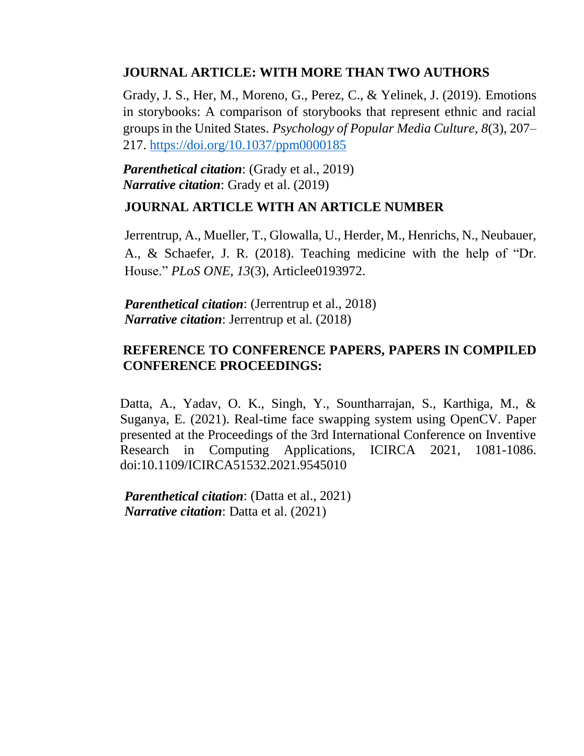## JOURNAL ARTICLE: WITH MORE THAN TWO AUTHORS

Grady, J. S., Her, M., Moreno, G., Perez, C., & Yelinek, J. (2019). Emotions in storybooks: A comparison of storybooks that represent ethnic and racial groups in the United States. *Psychology of Popular Media Culture*, *8*(3), 207–217. https://doi.org/10.1037/ppm0000185

***Parenthetical citation***: (Grady et al., 2019)
***Narrative citation***: Grady et al. (2019)

## JOURNAL ARTICLE WITH AN ARTICLE NUMBER

Jerrentrup, A., Mueller, T., Glowalla, U., Herder, M., Henrichs, N., Neubauer, A., & Schaefer, J. R. (2018). Teaching medicine with the help of "Dr. House." *PLoS ONE, 13*(3), Articlee0193972.

***Parenthetical citation***: (Jerrentrup et al., 2018)
***Narrative citation***: Jerrentrup et al. (2018)

## REFERENCE TO CONFERENCE PAPERS, PAPERS IN COMPILED CONFERENCE PROCEEDINGS:

Datta, A., Yadav, O. K., Singh, Y., Sountharrajan, S., Karthiga, M., & Suganya, E. (2021). Real-time face swapping system using OpenCV. Paper presented at the Proceedings of the 3rd International Conference on Inventive Research in Computing Applications, ICIRCA 2021, 1081-1086. doi:10.1109/ICIRCA51532.2021.9545010

***Parenthetical citation***: (Datta et al., 2021)
***Narrative citation***: Datta et al. (2021)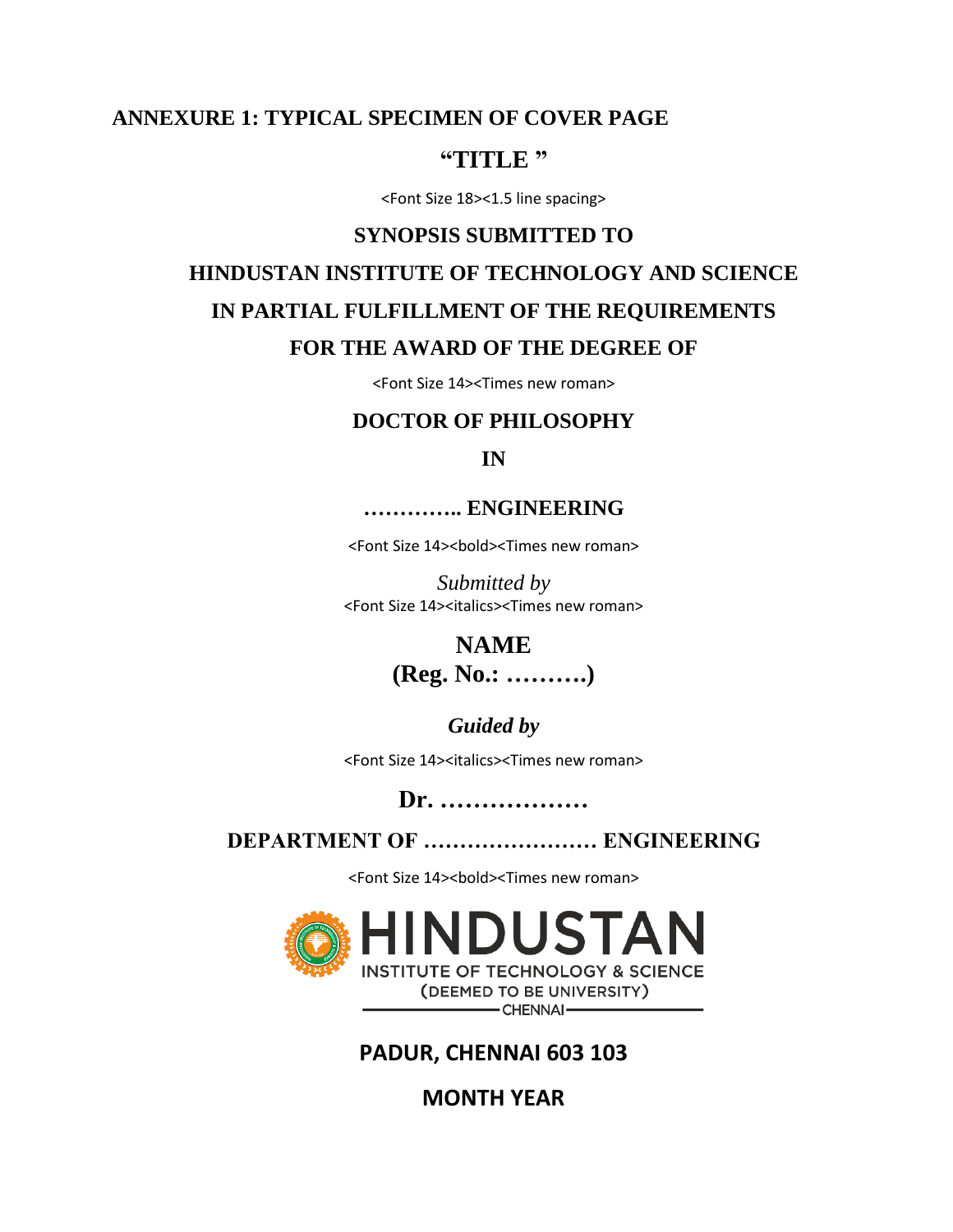**ANNEXURE 1: TYPICAL SPECIMEN OF COVER PAGE**

**"TITLE "**

<Font Size 18><1.5 line spacing>

**SYNOPSIS SUBMITTED TO**

**HINDUSTAN INSTITUTE OF TECHNOLOGY AND SCIENCE**

**IN PARTIAL FULFILLMENT OF THE REQUIREMENTS**

**FOR THE AWARD OF THE DEGREE OF**

<Font Size 14><Times new roman>

**DOCTOR OF PHILOSOPHY**

**IN**

**………….. ENGINEERING**

<Font Size 14><bold><Times new roman>

*Submitted by*

<Font Size 14><italics><Times new roman>

**NAME**

**(Reg. No.: ……….)**

***Guided by***

<Font Size 14><italics><Times new roman>

**Dr. ………………**

**DEPARTMENT OF …………………… ENGINEERING**

<Font Size 14><bold><Times new roman>

HINDUSTAN

INSTITUTE OF TECHNOLOGY & SCIENCE

(DEEMED TO BE UNIVERSITY)

CHENNAI

**PADUR, CHENNAI 603 103**

**MONTH YEAR**